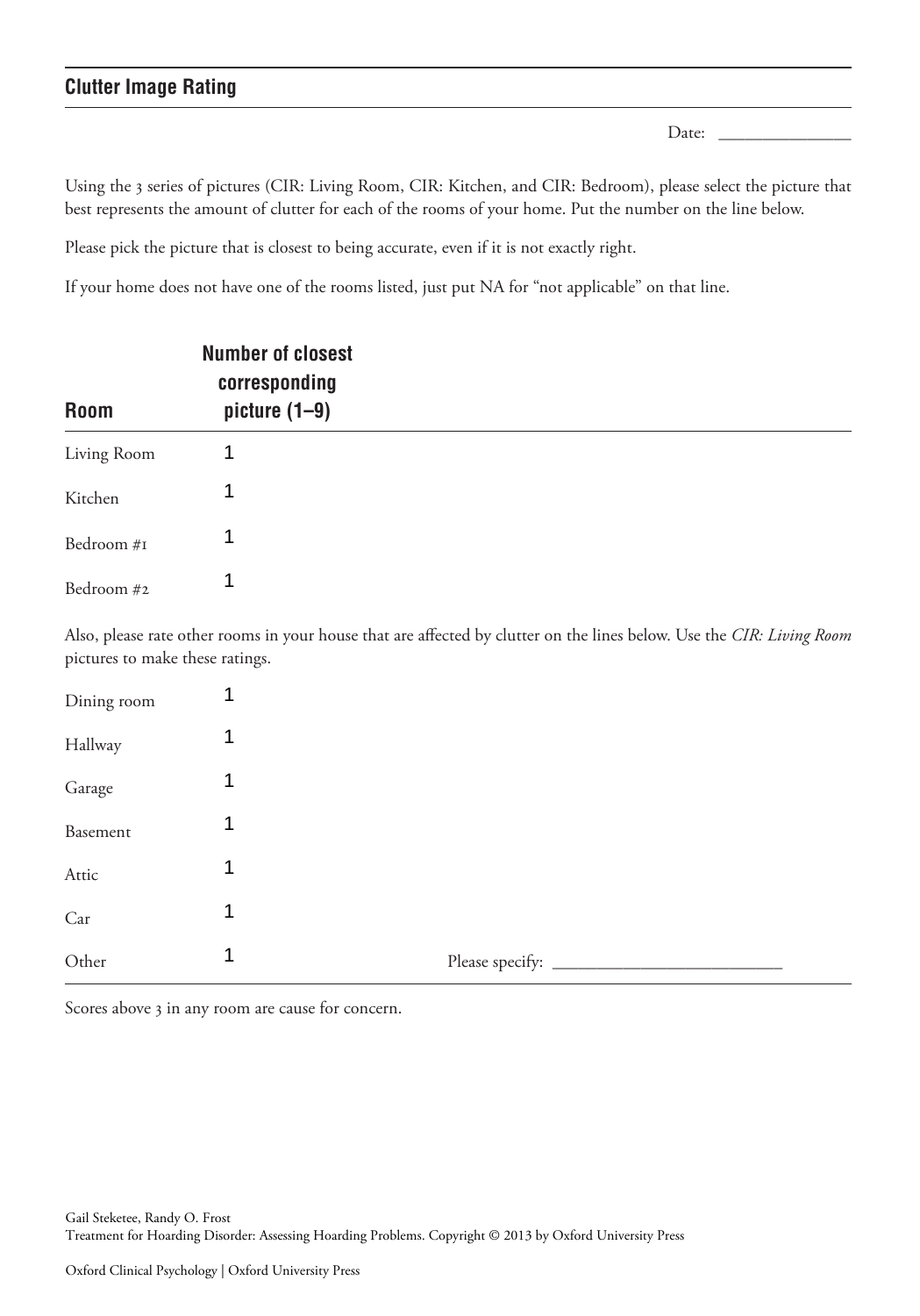## Clutter Image Rating

Date: _______________

Using the 3 series of pictures (CIR: Living Room, CIR: Kitchen, and CIR: Bedroom), please select the picture that best represents the amount of clutter for each of the rooms of your home. Put the number on the line below.

Please pick the picture that is closest to being accurate, even if it is not exactly right.

If your home does not have one of the rooms listed, just put NA for "not applicable" on that line.

| Room | Number of closest corresponding picture (1–9) |
|---|---|
| Living Room | 1 |
| Kitchen | 1 |
| Bedroom #1 | 1 |
| Bedroom #2 | 1 |

Also, please rate other rooms in your house that are affected by clutter on the lines below. Use the *CIR: Living Room* pictures to make these ratings.

| | | |
|---|---|---|
| Dining room | 1 | |
| Hallway | 1 | |
| Garage | 1 | |
| Basement | 1 | |
| Attic | 1 | |
| Car | 1 | |
| Other | 1 | Please specify: ___________________________ |

Scores above 3 in any room are cause for concern.

Gail Steketee, Randy O. Frost
Treatment for Hoarding Disorder: Assessing Hoarding Problems. Copyright © 2013 by Oxford University Press

Oxford Clinical Psychology | Oxford University Press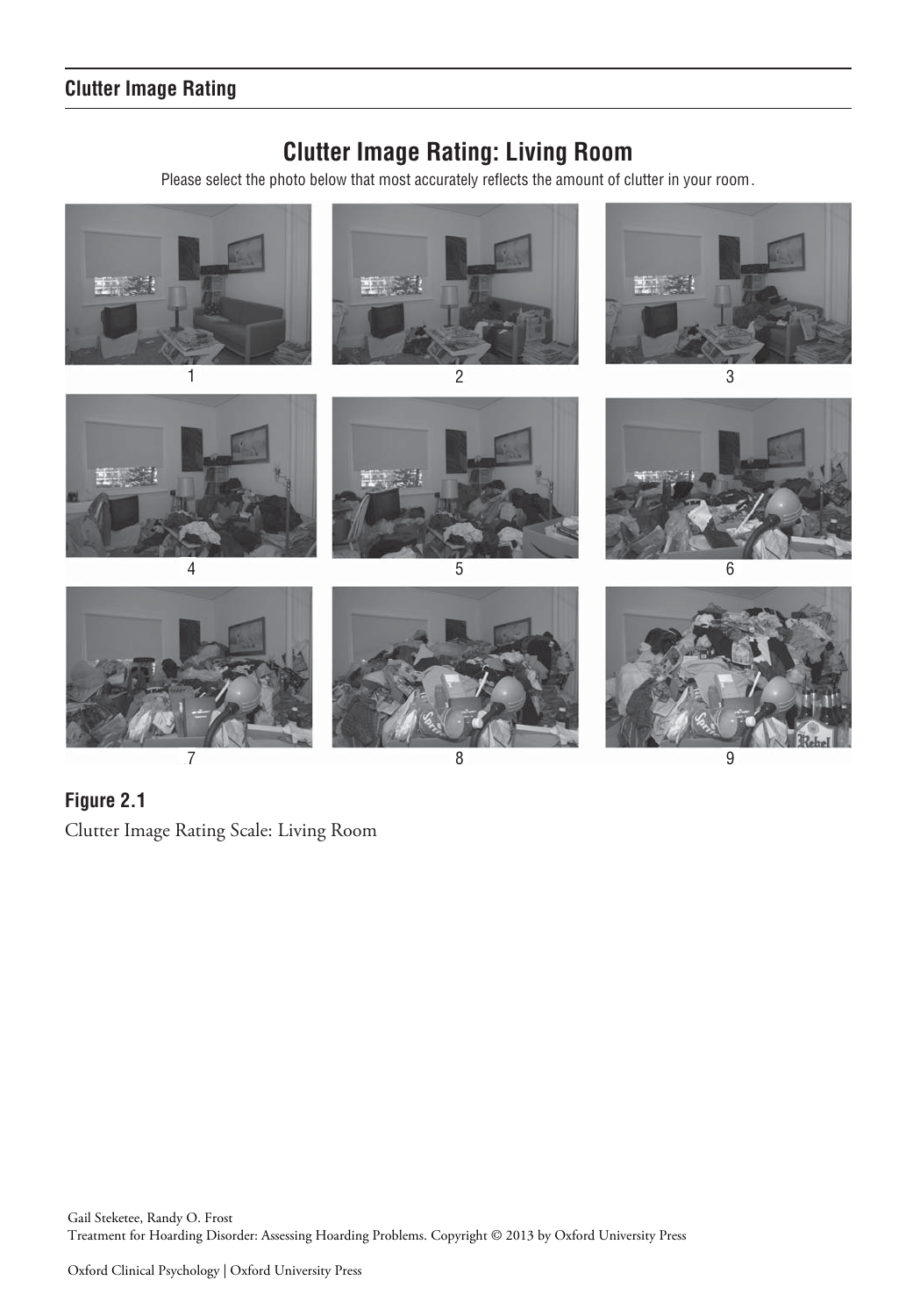## Clutter Image Rating: Living Room

Please select the photo below that most accurately reflects the amount of clutter in your room.

1 2 3

4 5 6

7 8 9

**Figure 2.1**

Clutter Image Rating Scale: Living Room

Gail Steketee, Randy O. Frost
Treatment for Hoarding Disorder: Assessing Hoarding Problems. Copyright © 2013 by Oxford University Press

Oxford Clinical Psychology | Oxford University Press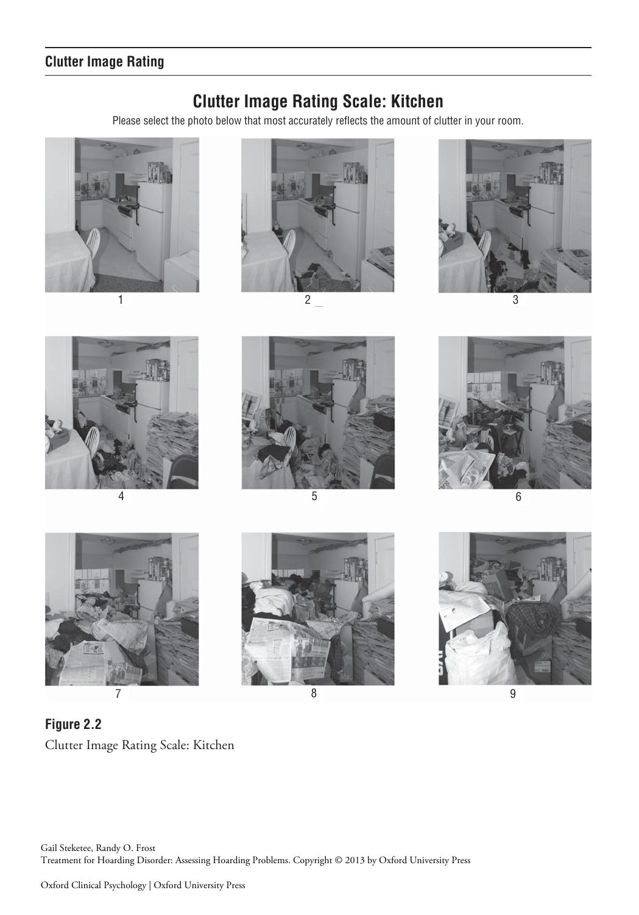## Clutter Image Rating

# Clutter Image Rating Scale: Kitchen

Please select the photo below that most accurately reflects the amount of clutter in your room.

1 2 3

4 5 6

7 8 9

**Figure 2.2**

Clutter Image Rating Scale: Kitchen

Gail Steketee, Randy O. Frost
Treatment for Hoarding Disorder: Assessing Hoarding Problems. Copyright © 2013 by Oxford University Press

Oxford Clinical Psychology | Oxford University Press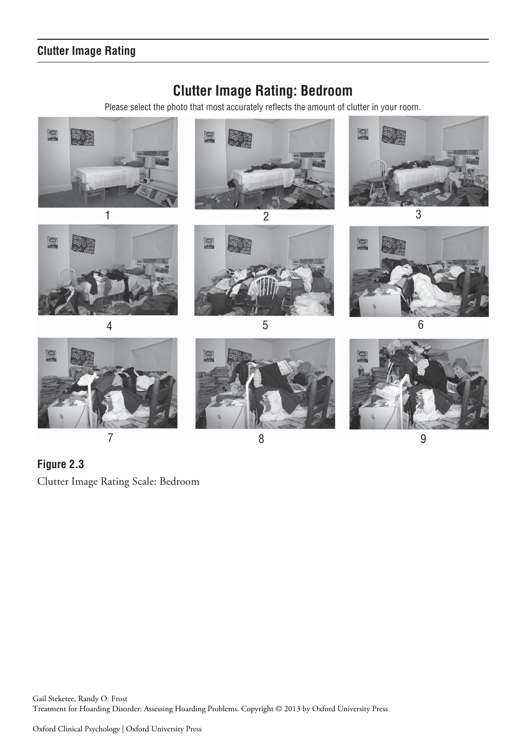# Clutter Image Rating

## Clutter Image Rating: Bedroom

Please select the photo that most accurately reflects the amount of clutter in your room.

1

2

3

4

5

6

7

8

9

**Figure 2.3**

Clutter Image Rating Scale: Bedroom

Gail Steketee, Randy O. Frost
Treatment for Hoarding Disorder: Assessing Hoarding Problems. Copyright © 2013 by Oxford University Press

Oxford Clinical Psychology | Oxford University Press